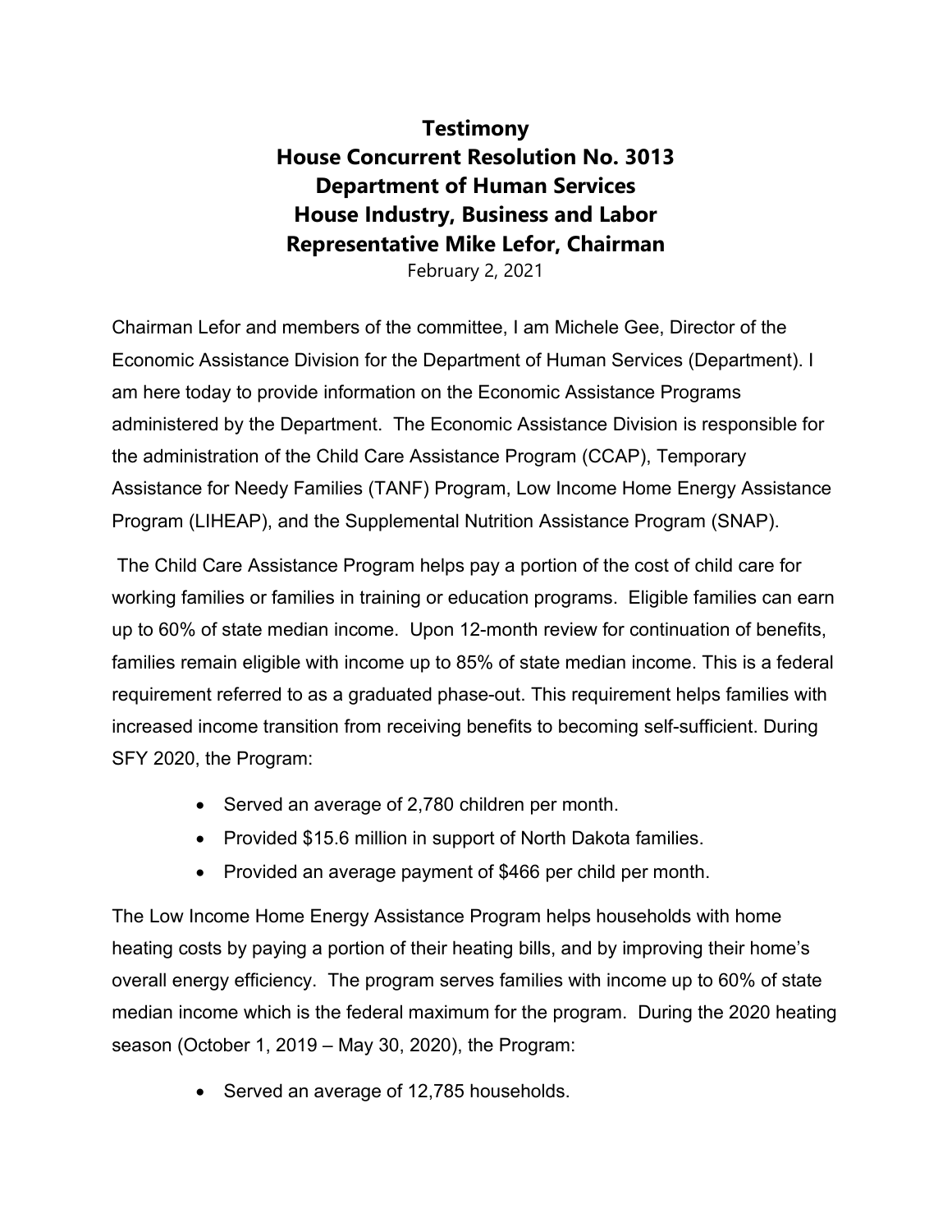# Testimony
# House Concurrent Resolution No. 3013
# Department of Human Services
# House Industry, Business and Labor
# Representative Mike Lefor, Chairman

February 2, 2021

Chairman Lefor and members of the committee, I am Michele Gee, Director of the Economic Assistance Division for the Department of Human Services (Department). I am here today to provide information on the Economic Assistance Programs administered by the Department. The Economic Assistance Division is responsible for the administration of the Child Care Assistance Program (CCAP), Temporary Assistance for Needy Families (TANF) Program, Low Income Home Energy Assistance Program (LIHEAP), and the Supplemental Nutrition Assistance Program (SNAP).

The Child Care Assistance Program helps pay a portion of the cost of child care for working families or families in training or education programs. Eligible families can earn up to 60% of state median income. Upon 12-month review for continuation of benefits, families remain eligible with income up to 85% of state median income. This is a federal requirement referred to as a graduated phase-out. This requirement helps families with increased income transition from receiving benefits to becoming self-sufficient. During SFY 2020, the Program:

- Served an average of 2,780 children per month.
- Provided $15.6 million in support of North Dakota families.
- Provided an average payment of $466 per child per month.

The Low Income Home Energy Assistance Program helps households with home heating costs by paying a portion of their heating bills, and by improving their home's overall energy efficiency. The program serves families with income up to 60% of state median income which is the federal maximum for the program. During the 2020 heating season (October 1, 2019 – May 30, 2020), the Program:

- Served an average of 12,785 households.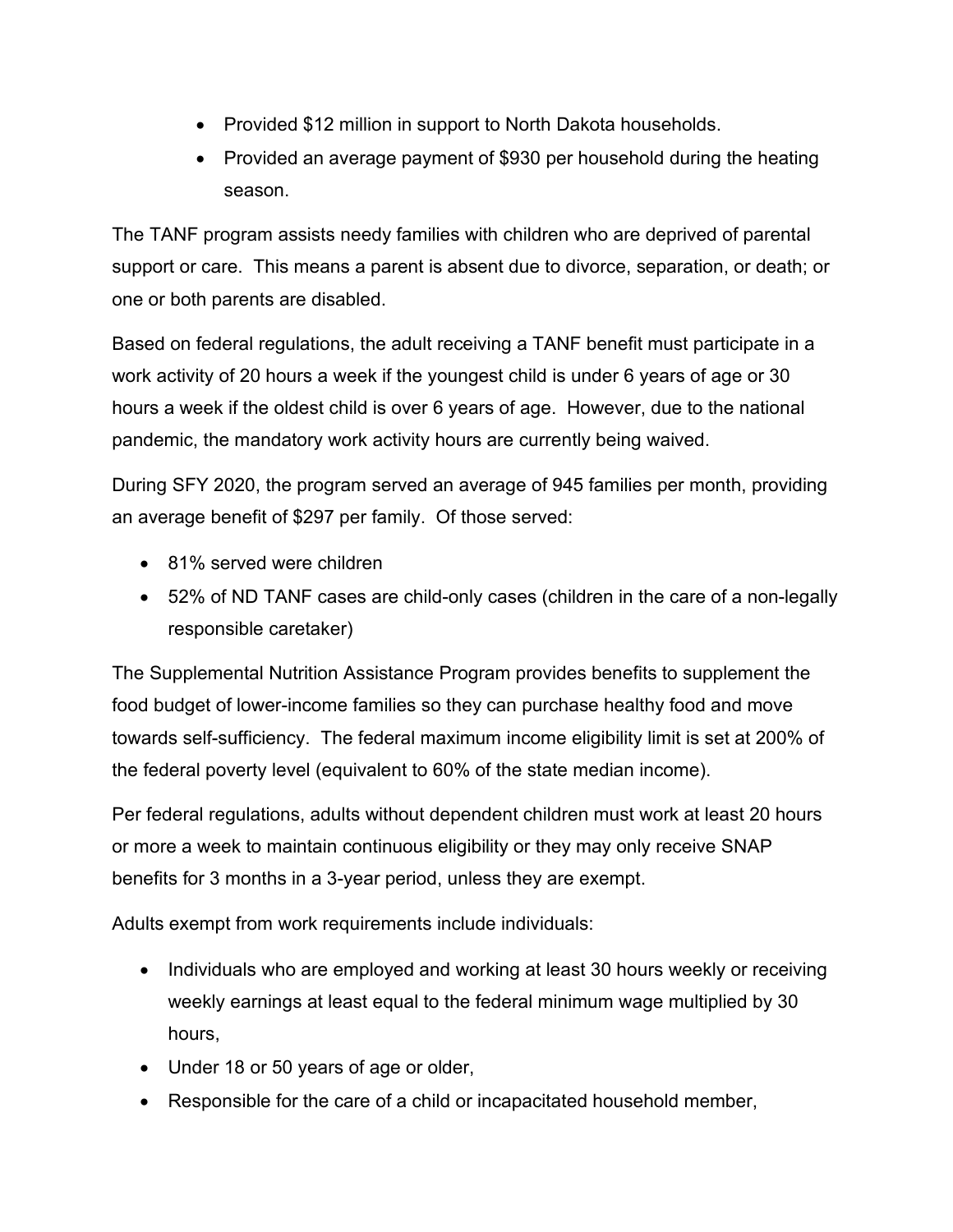- Provided $12 million in support to North Dakota households.
- Provided an average payment of $930 per household during the heating season.

The TANF program assists needy families with children who are deprived of parental support or care. This means a parent is absent due to divorce, separation, or death; or one or both parents are disabled.

Based on federal regulations, the adult receiving a TANF benefit must participate in a work activity of 20 hours a week if the youngest child is under 6 years of age or 30 hours a week if the oldest child is over 6 years of age. However, due to the national pandemic, the mandatory work activity hours are currently being waived.

During SFY 2020, the program served an average of 945 families per month, providing an average benefit of $297 per family. Of those served:

- 81% served were children
- 52% of ND TANF cases are child-only cases (children in the care of a non-legally responsible caretaker)

The Supplemental Nutrition Assistance Program provides benefits to supplement the food budget of lower-income families so they can purchase healthy food and move towards self-sufficiency. The federal maximum income eligibility limit is set at 200% of the federal poverty level (equivalent to 60% of the state median income).

Per federal regulations, adults without dependent children must work at least 20 hours or more a week to maintain continuous eligibility or they may only receive SNAP benefits for 3 months in a 3-year period, unless they are exempt.

Adults exempt from work requirements include individuals:

- Individuals who are employed and working at least 30 hours weekly or receiving weekly earnings at least equal to the federal minimum wage multiplied by 30 hours,
- Under 18 or 50 years of age or older,
- Responsible for the care of a child or incapacitated household member,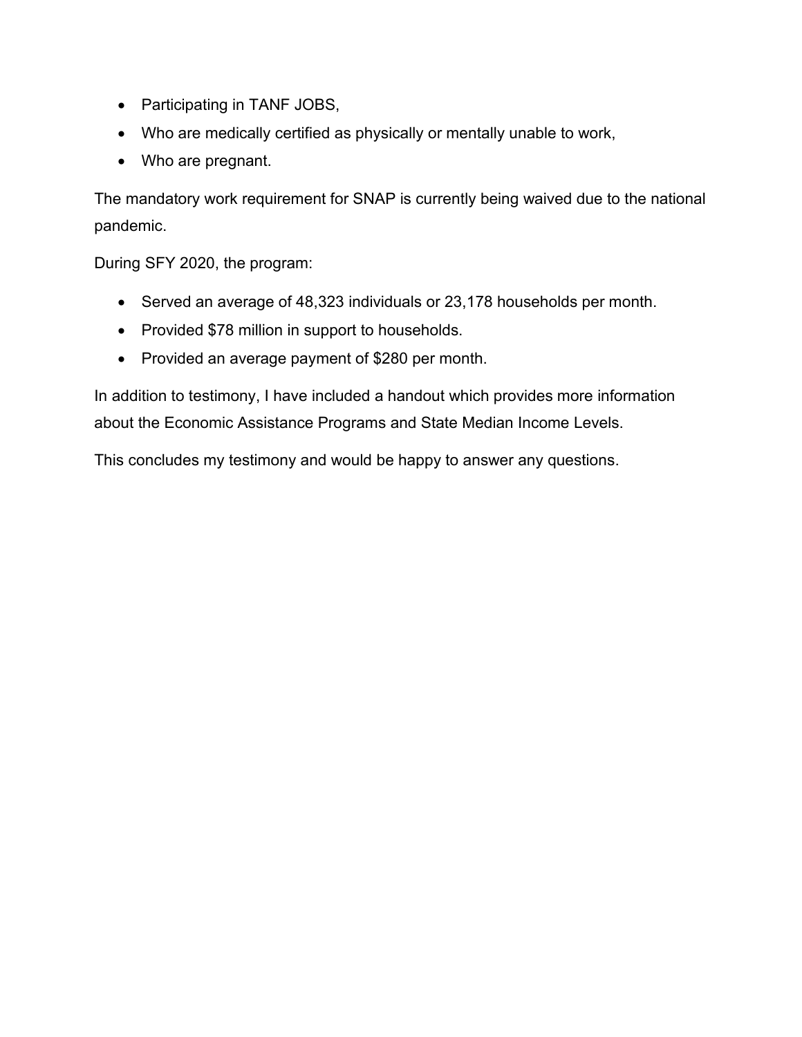- Participating in TANF JOBS,
- Who are medically certified as physically or mentally unable to work,
- Who are pregnant.

The mandatory work requirement for SNAP is currently being waived due to the national pandemic.

During SFY 2020, the program:

- Served an average of 48,323 individuals or 23,178 households per month.
- Provided $78 million in support to households.
- Provided an average payment of $280 per month.

In addition to testimony, I have included a handout which provides more information about the Economic Assistance Programs and State Median Income Levels.

This concludes my testimony and would be happy to answer any questions.